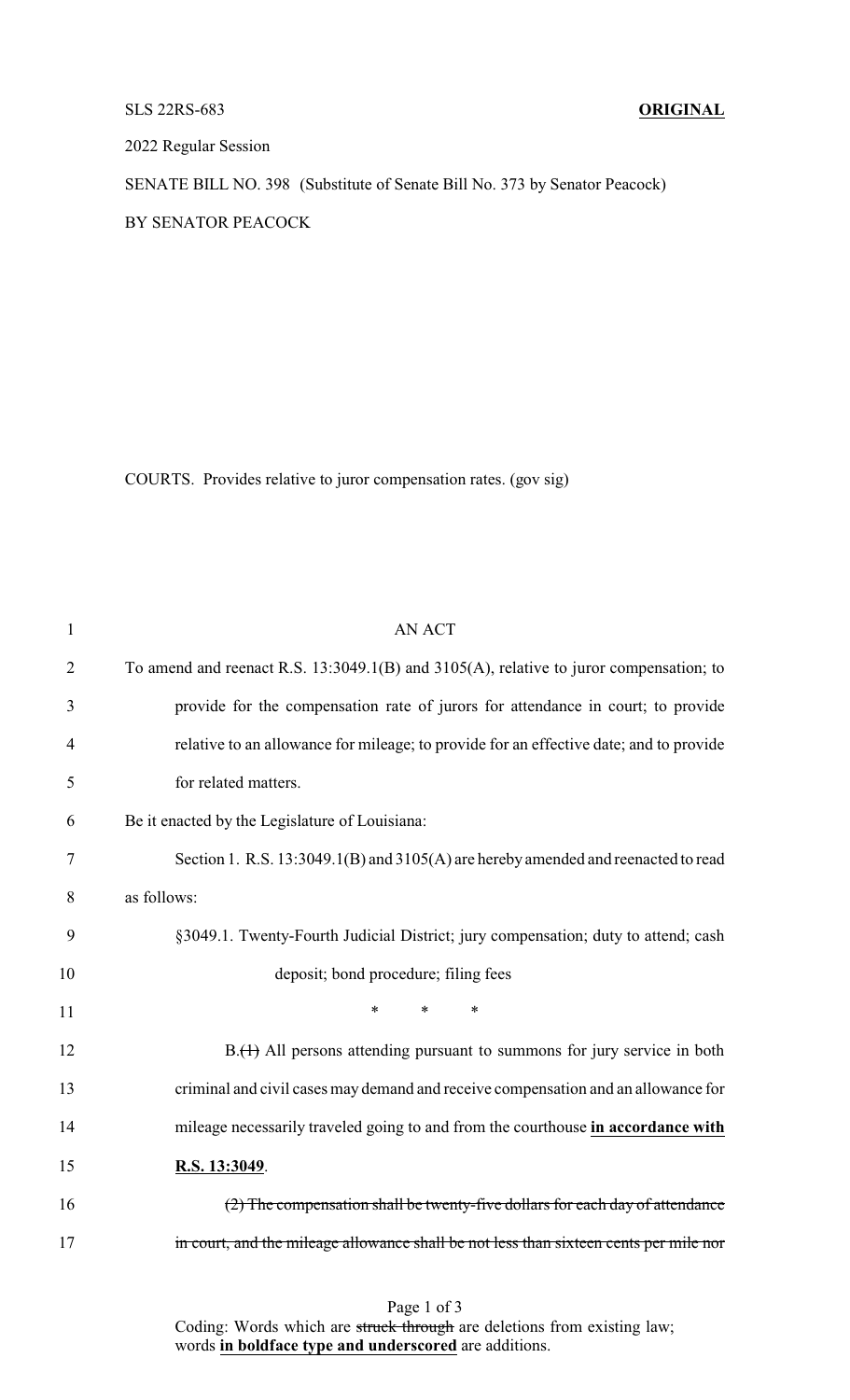SLS 22RS-683 **ORIGINAL**

2022 Regular Session

SENATE BILL NO. 398 (Substitute of Senate Bill No. 373 by Senator Peacock)

BY SENATOR PEACOCK

COURTS. Provides relative to juror compensation rates. (gov sig)

AN ACT

To amend and reenact R.S. 13:3049.1(B) and 3105(A), relative to juror compensation; to provide for the compensation rate of jurors for attendance in court; to provide relative to an allowance for mileage; to provide for an effective date; and to provide for related matters.

Be it enacted by the Legislature of Louisiana:

Section 1. R.S. 13:3049.1(B) and 3105(A) are hereby amended and reenacted to read as follows:

§3049.1. Twenty-Fourth Judicial District; jury compensation; duty to attend; cash deposit; bond procedure; filing fees

\* \* \*

B.~~(1)~~ All persons attending pursuant to summons for jury service in both criminal and civil cases may demand and receive compensation and an allowance for mileage necessarily traveled going to and from the courthouse **<u>in accordance with R.S. 13:3049</u>**.

~~(2) The compensation shall be twenty-five dollars for each day of attendance in court, and the mileage allowance shall be not less than sixteen cents per mile nor~~

Coding: Words which are ~~struck through~~ are deletions from existing law; words **<u>in boldface type and underscored</u>** are additions.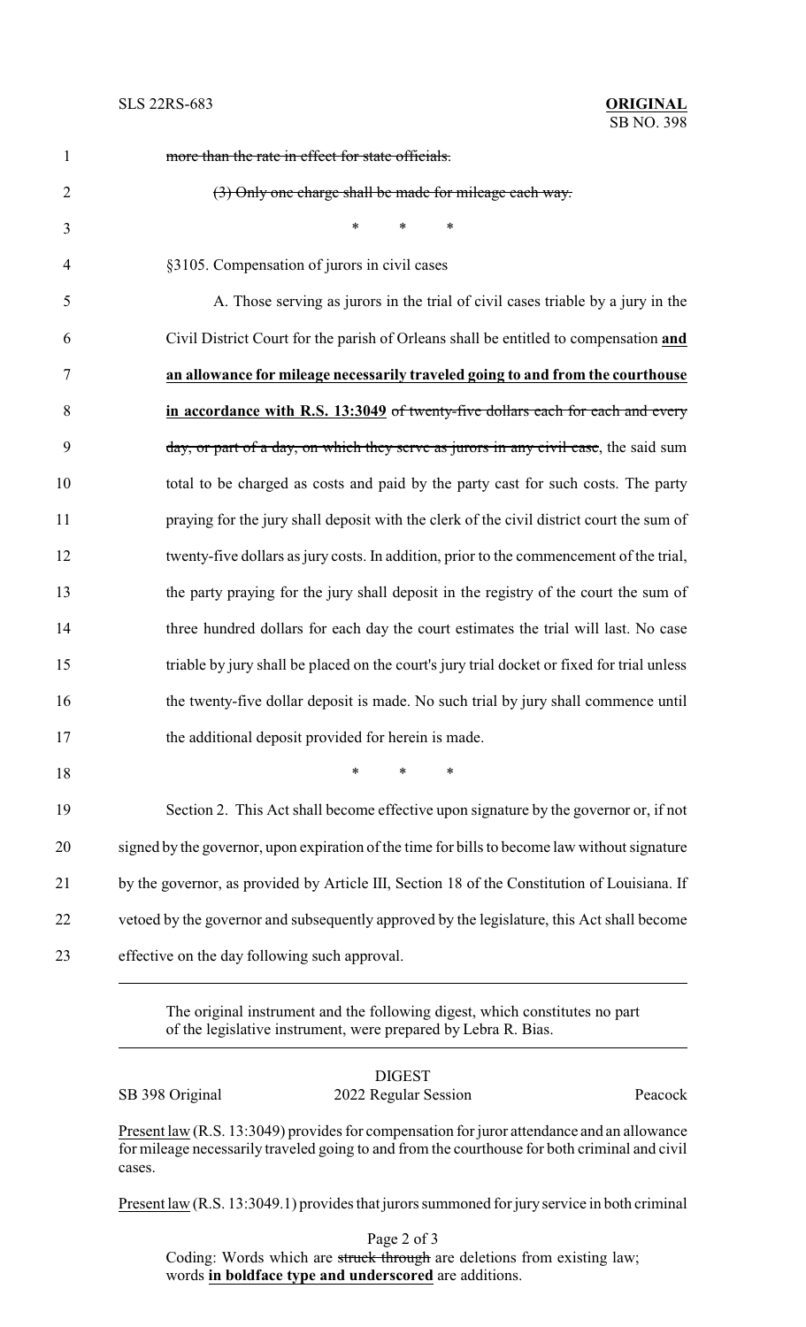~~more than the rate in effect for state officials.~~

~~(3) Only one charge shall be made for mileage each way.~~

\* \* \*

§3105. Compensation of jurors in civil cases

A. Those serving as jurors in the trial of civil cases triable by a jury in the Civil District Court for the parish of Orleans shall be entitled to compensation **<u>and an allowance for mileage necessarily traveled going to and from the courthouse in accordance with R.S. 13:3049</u>** ~~of twenty-five dollars each for each and every day, or part of a day, on which they serve as jurors in any civil case~~, the said sum total to be charged as costs and paid by the party cast for such costs. The party praying for the jury shall deposit with the clerk of the civil district court the sum of twenty-five dollars as jury costs. In addition, prior to the commencement of the trial, the party praying for the jury shall deposit in the registry of the court the sum of three hundred dollars for each day the court estimates the trial will last. No case triable by jury shall be placed on the court's jury trial docket or fixed for trial unless the twenty-five dollar deposit is made. No such trial by jury shall commence until the additional deposit provided for herein is made.

\* \* \*

Section 2. This Act shall become effective upon signature by the governor or, if not signed by the governor, upon expiration of the time for bills to become law without signature by the governor, as provided by Article III, Section 18 of the Constitution of Louisiana. If vetoed by the governor and subsequently approved by the legislature, this Act shall become effective on the day following such approval.

---

The original instrument and the following digest, which constitutes no part of the legislative instrument, were prepared by Lebra R. Bias.

DIGEST

SB 398 Original — 2022 Regular Session — Peacock

<u>Present law</u> (R.S. 13:3049) provides for compensation for juror attendance and an allowance for mileage necessarily traveled going to and from the courthouse for both criminal and civil cases.

<u>Present law</u> (R.S. 13:3049.1) provides that jurors summoned for jury service in both criminal

Coding: Words which are ~~struck through~~ are deletions from existing law; words **<u>in boldface type and underscored</u>** are additions.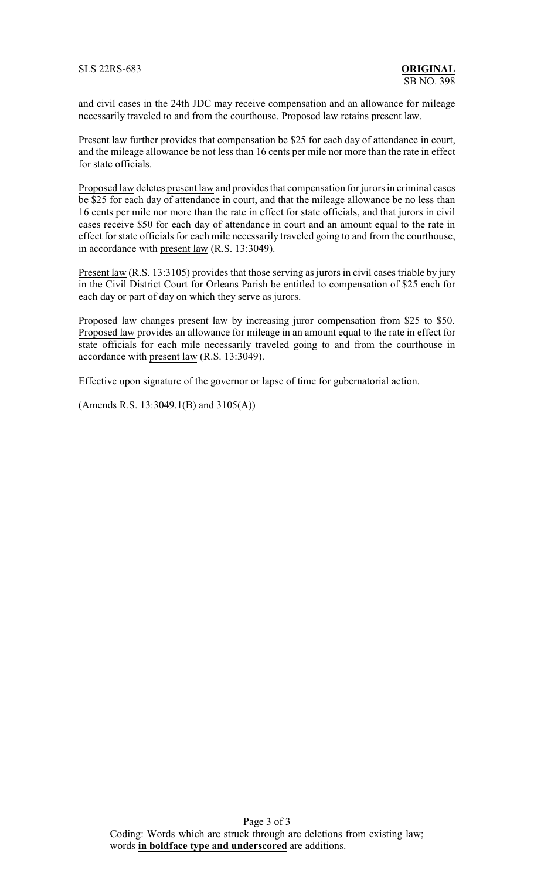and civil cases in the 24th JDC may receive compensation and an allowance for mileage necessarily traveled to and from the courthouse. Proposed law retains present law.

Present law further provides that compensation be $25 for each day of attendance in court, and the mileage allowance be not less than 16 cents per mile nor more than the rate in effect for state officials.

Proposed law deletes present law and provides that compensation for jurors in criminal cases be $25 for each day of attendance in court, and that the mileage allowance be no less than 16 cents per mile nor more than the rate in effect for state officials, and that jurors in civil cases receive $50 for each day of attendance in court and an amount equal to the rate in effect for state officials for each mile necessarily traveled going to and from the courthouse, in accordance with present law (R.S. 13:3049).

Present law (R.S. 13:3105) provides that those serving as jurors in civil cases triable by jury in the Civil District Court for Orleans Parish be entitled to compensation of $25 each for each day or part of day on which they serve as jurors.

Proposed law changes present law by increasing juror compensation from $25 to $50. Proposed law provides an allowance for mileage in an amount equal to the rate in effect for state officials for each mile necessarily traveled going to and from the courthouse in accordance with present law (R.S. 13:3049).

Effective upon signature of the governor or lapse of time for gubernatorial action.

(Amends R.S. 13:3049.1(B) and 3105(A))